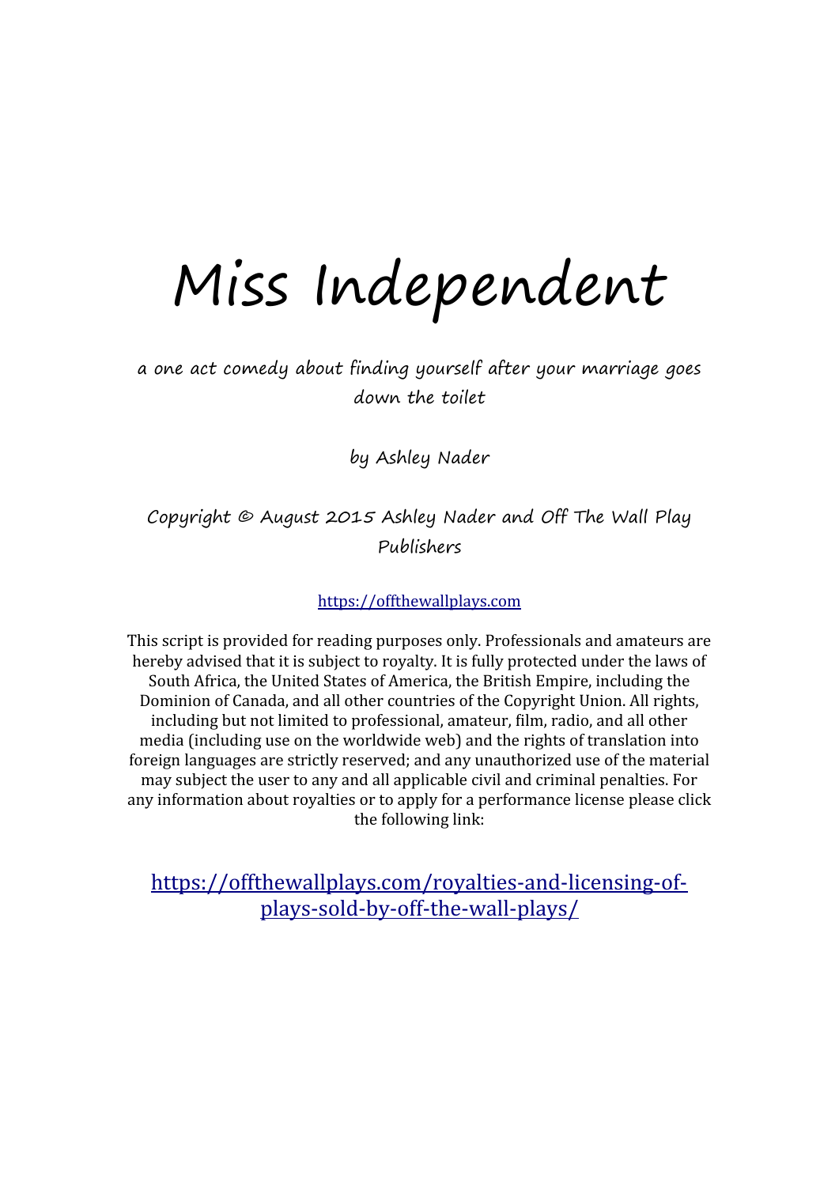# Miss Independent

*a one act comedy about finding yourself after your marriage goes down the toilet*

by Ashley Nader

Copyright © August 2015 Ashley Nader and Off The Wall Play Publishers

https://offthewallplays.com

This script is provided for reading purposes only. Professionals and amateurs are hereby advised that it is subject to royalty. It is fully protected under the laws of South Africa, the United States of America, the British Empire, including the Dominion of Canada, and all other countries of the Copyright Union. All rights, including but not limited to professional, amateur, film, radio, and all other media (including use on the worldwide web) and the rights of translation into foreign languages are strictly reserved; and any unauthorized use of the material may subject the user to any and all applicable civil and criminal penalties. For any information about royalties or to apply for a performance license please click the following link:

https://offthewallplays.com/royalties-and-licensing-of-plays-sold-by-off-the-wall-plays/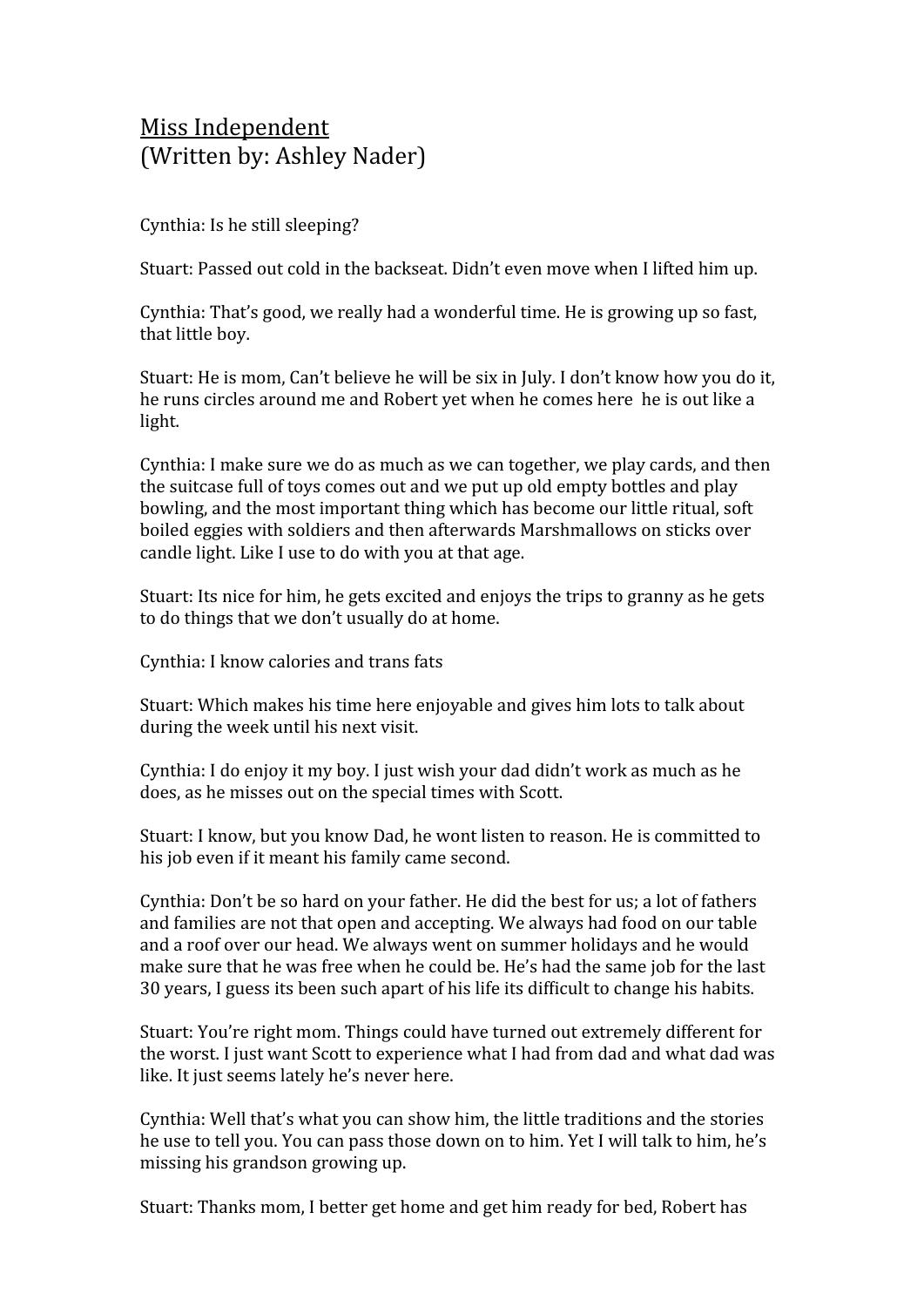<u>Miss Independent</u>
(Written by: Ashley Nader)

Cynthia: Is he still sleeping?

Stuart: Passed out cold in the backseat. Didn't even move when I lifted him up.

Cynthia: That's good, we really had a wonderful time. He is growing up so fast, that little boy.

Stuart: He is mom, Can't believe he will be six in July. I don't know how you do it, he runs circles around me and Robert yet when he comes here he is out like a light.

Cynthia: I make sure we do as much as we can together, we play cards, and then the suitcase full of toys comes out and we put up old empty bottles and play bowling, and the most important thing which has become our little ritual, soft boiled eggies with soldiers and then afterwards Marshmallows on sticks over candle light. Like I use to do with you at that age.

Stuart: Its nice for him, he gets excited and enjoys the trips to granny as he gets to do things that we don't usually do at home.

Cynthia: I know calories and trans fats

Stuart: Which makes his time here enjoyable and gives him lots to talk about during the week until his next visit.

Cynthia: I do enjoy it my boy. I just wish your dad didn't work as much as he does, as he misses out on the special times with Scott.

Stuart: I know, but you know Dad, he wont listen to reason. He is committed to his job even if it meant his family came second.

Cynthia: Don't be so hard on your father. He did the best for us; a lot of fathers and families are not that open and accepting. We always had food on our table and a roof over our head. We always went on summer holidays and he would make sure that he was free when he could be. He's had the same job for the last 30 years, I guess its been such apart of his life its difficult to change his habits.

Stuart: You're right mom. Things could have turned out extremely different for the worst. I just want Scott to experience what I had from dad and what dad was like. It just seems lately he's never here.

Cynthia: Well that's what you can show him, the little traditions and the stories he use to tell you. You can pass those down on to him. Yet I will talk to him, he's missing his grandson growing up.

Stuart: Thanks mom, I better get home and get him ready for bed, Robert has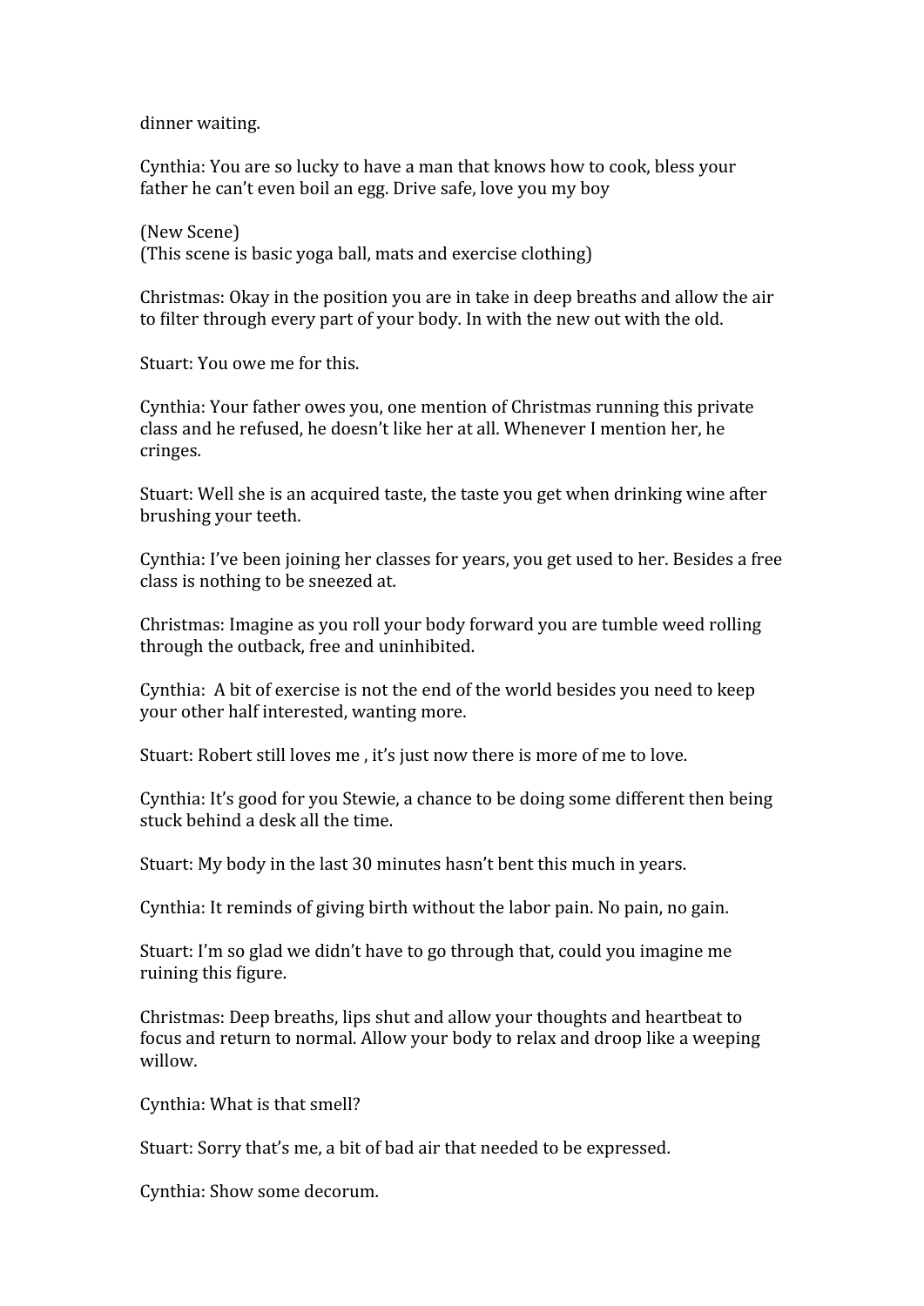dinner waiting.

Cynthia: You are so lucky to have a man that knows how to cook, bless your father he can't even boil an egg. Drive safe, love you my boy

(New Scene)
(This scene is basic yoga ball, mats and exercise clothing)

Christmas: Okay in the position you are in take in deep breaths and allow the air to filter through every part of your body. In with the new out with the old.

Stuart: You owe me for this.

Cynthia: Your father owes you, one mention of Christmas running this private class and he refused, he doesn't like her at all. Whenever I mention her, he cringes.

Stuart: Well she is an acquired taste, the taste you get when drinking wine after brushing your teeth.

Cynthia: I've been joining her classes for years, you get used to her. Besides a free class is nothing to be sneezed at.

Christmas: Imagine as you roll your body forward you are tumble weed rolling through the outback, free and uninhibited.

Cynthia:  A bit of exercise is not the end of the world besides you need to keep your other half interested, wanting more.

Stuart: Robert still loves me , it's just now there is more of me to love.

Cynthia: It's good for you Stewie, a chance to be doing some different then being stuck behind a desk all the time.

Stuart: My body in the last 30 minutes hasn't bent this much in years.

Cynthia: It reminds of giving birth without the labor pain. No pain, no gain.

Stuart: I'm so glad we didn't have to go through that, could you imagine me ruining this figure.

Christmas: Deep breaths, lips shut and allow your thoughts and heartbeat to focus and return to normal. Allow your body to relax and droop like a weeping willow.

Cynthia: What is that smell?

Stuart: Sorry that's me, a bit of bad air that needed to be expressed.

Cynthia: Show some decorum.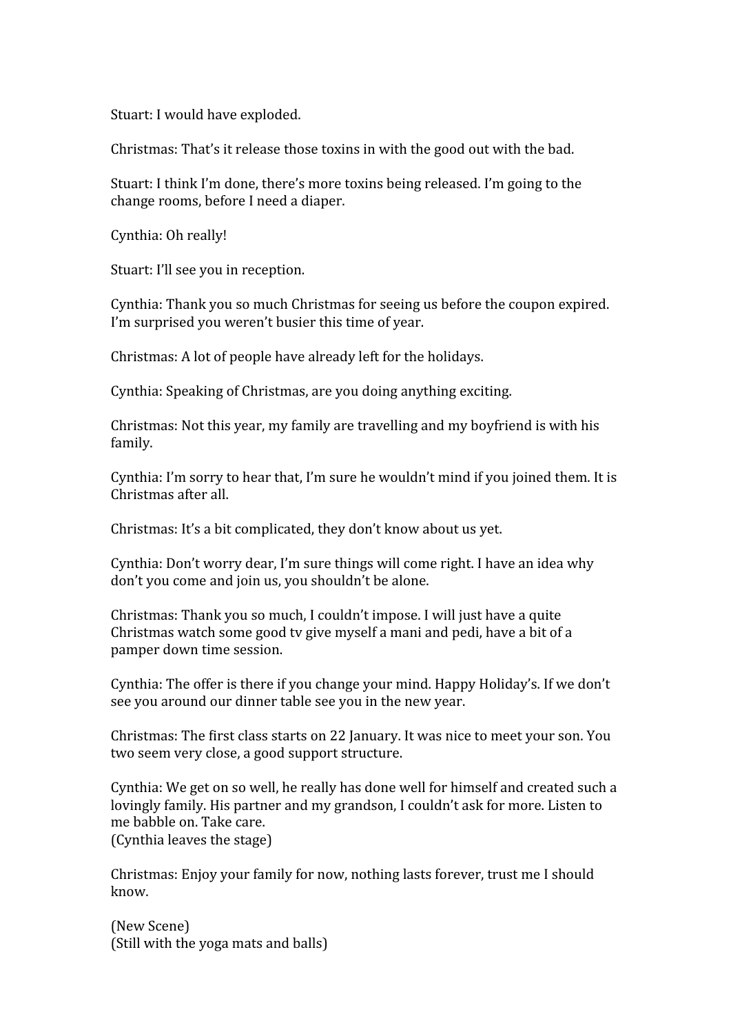Stuart: I would have exploded.

Christmas: That's it release those toxins in with the good out with the bad.

Stuart: I think I'm done, there's more toxins being released. I'm going to the change rooms, before I need a diaper.

Cynthia: Oh really!

Stuart: I'll see you in reception.

Cynthia: Thank you so much Christmas for seeing us before the coupon expired. I'm surprised you weren't busier this time of year.

Christmas: A lot of people have already left for the holidays.

Cynthia: Speaking of Christmas, are you doing anything exciting.

Christmas: Not this year, my family are travelling and my boyfriend is with his family.

Cynthia: I'm sorry to hear that, I'm sure he wouldn't mind if you joined them. It is Christmas after all.

Christmas: It's a bit complicated, they don't know about us yet.

Cynthia: Don't worry dear, I'm sure things will come right. I have an idea why don't you come and join us, you shouldn't be alone.

Christmas: Thank you so much, I couldn't impose. I will just have a quite Christmas watch some good tv give myself a mani and pedi, have a bit of a pamper down time session.

Cynthia: The offer is there if you change your mind. Happy Holiday's. If we don't see you around our dinner table see you in the new year.

Christmas: The first class starts on 22 January. It was nice to meet your son. You two seem very close, a good support structure.

Cynthia: We get on so well, he really has done well for himself and created such a lovingly family. His partner and my grandson, I couldn't ask for more. Listen to me babble on. Take care.
(Cynthia leaves the stage)

Christmas: Enjoy your family for now, nothing lasts forever, trust me I should know.

(New Scene)
(Still with the yoga mats and balls)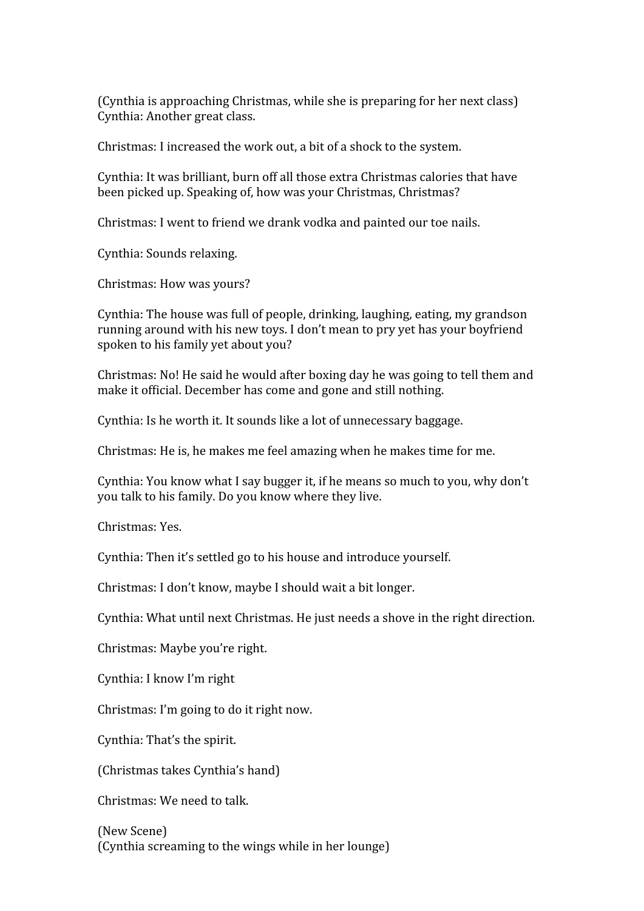(Cynthia is approaching Christmas, while she is preparing for her next class)
Cynthia: Another great class.

Christmas: I increased the work out, a bit of a shock to the system.

Cynthia: It was brilliant, burn off all those extra Christmas calories that have been picked up. Speaking of, how was your Christmas, Christmas?

Christmas: I went to friend we drank vodka and painted our toe nails.

Cynthia: Sounds relaxing.

Christmas: How was yours?

Cynthia: The house was full of people, drinking, laughing, eating, my grandson running around with his new toys. I don't mean to pry yet has your boyfriend spoken to his family yet about you?

Christmas: No! He said he would after boxing day he was going to tell them and make it official. December has come and gone and still nothing.

Cynthia: Is he worth it. It sounds like a lot of unnecessary baggage.

Christmas: He is, he makes me feel amazing when he makes time for me.

Cynthia: You know what I say bugger it, if he means so much to you, why don't you talk to his family. Do you know where they live.

Christmas: Yes.

Cynthia: Then it's settled go to his house and introduce yourself.

Christmas: I don't know, maybe I should wait a bit longer.

Cynthia: What until next Christmas. He just needs a shove in the right direction.

Christmas: Maybe you're right.

Cynthia: I know I'm right

Christmas: I'm going to do it right now.

Cynthia: That's the spirit.

(Christmas takes Cynthia's hand)

Christmas: We need to talk.

(New Scene)
(Cynthia screaming to the wings while in her lounge)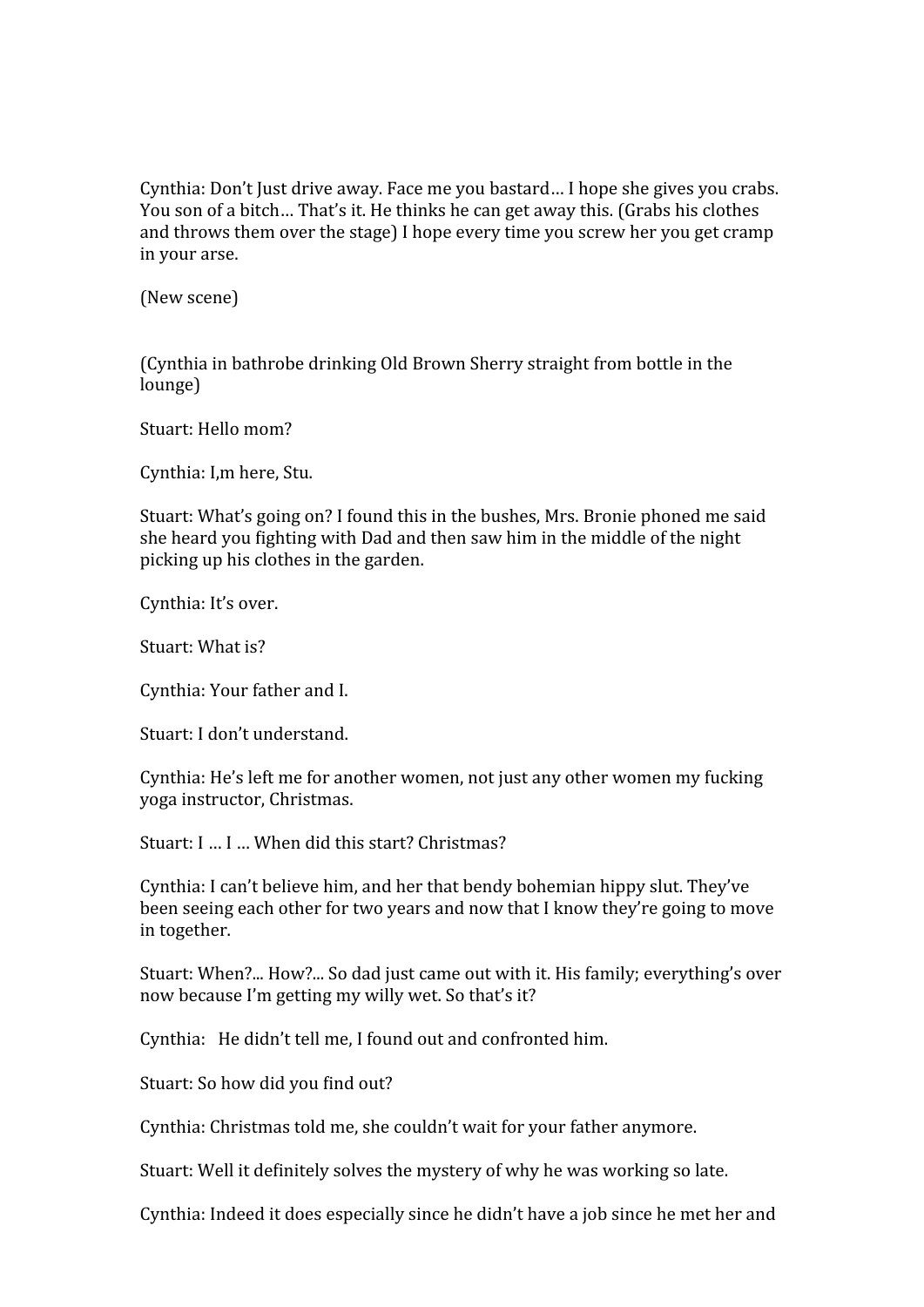Cynthia: Don't Just drive away. Face me you bastard… I hope she gives you crabs. You son of a bitch… That's it. He thinks he can get away this. (Grabs his clothes and throws them over the stage) I hope every time you screw her you get cramp in your arse.

(New scene)

(Cynthia in bathrobe drinking Old Brown Sherry straight from bottle in the lounge)

Stuart: Hello mom?

Cynthia: I,m here, Stu.

Stuart: What's going on? I found this in the bushes, Mrs. Bronie phoned me said she heard you fighting with Dad and then saw him in the middle of the night picking up his clothes in the garden.

Cynthia: It's over.

Stuart: What is?

Cynthia: Your father and I.

Stuart: I don't understand.

Cynthia: He's left me for another women, not just any other women my fucking yoga instructor, Christmas.

Stuart: I … I … When did this start? Christmas?

Cynthia: I can't believe him, and her that bendy bohemian hippy slut. They've been seeing each other for two years and now that I know they're going to move in together.

Stuart: When?... How?... So dad just came out with it. His family; everything's over now because I'm getting my willy wet. So that's it?

Cynthia: He didn't tell me, I found out and confronted him.

Stuart: So how did you find out?

Cynthia: Christmas told me, she couldn't wait for your father anymore.

Stuart: Well it definitely solves the mystery of why he was working so late.

Cynthia: Indeed it does especially since he didn't have a job since he met her and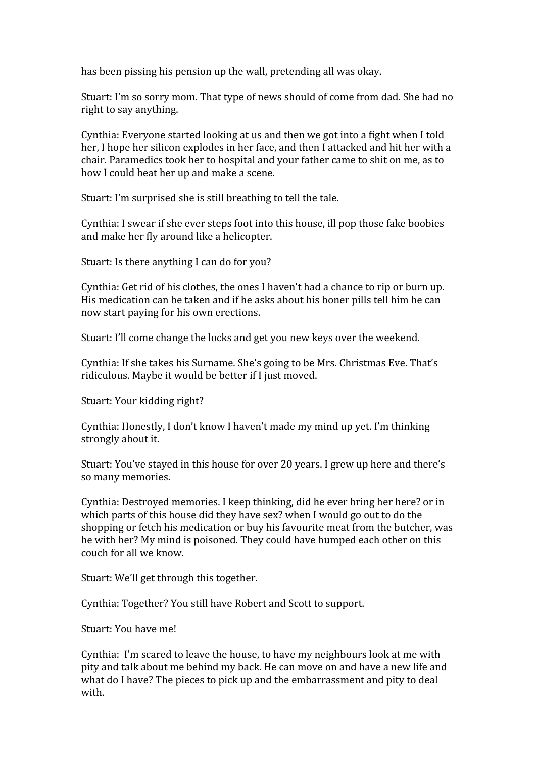has been pissing his pension up the wall, pretending all was okay.

Stuart: I'm so sorry mom. That type of news should of come from dad. She had no right to say anything.

Cynthia: Everyone started looking at us and then we got into a fight when I told her, I hope her silicon explodes in her face, and then I attacked and hit her with a chair. Paramedics took her to hospital and your father came to shit on me, as to how I could beat her up and make a scene.

Stuart: I'm surprised she is still breathing to tell the tale.

Cynthia: I swear if she ever steps foot into this house, ill pop those fake boobies and make her fly around like a helicopter.

Stuart: Is there anything I can do for you?

Cynthia: Get rid of his clothes, the ones I haven't had a chance to rip or burn up. His medication can be taken and if he asks about his boner pills tell him he can now start paying for his own erections.

Stuart: I'll come change the locks and get you new keys over the weekend.

Cynthia: If she takes his Surname. She's going to be Mrs. Christmas Eve. That's ridiculous. Maybe it would be better if I just moved.

Stuart: Your kidding right?

Cynthia: Honestly, I don't know I haven't made my mind up yet. I'm thinking strongly about it.

Stuart: You've stayed in this house for over 20 years. I grew up here and there's so many memories.

Cynthia: Destroyed memories. I keep thinking, did he ever bring her here? or in which parts of this house did they have sex? when I would go out to do the shopping or fetch his medication or buy his favourite meat from the butcher, was he with her? My mind is poisoned. They could have humped each other on this couch for all we know.

Stuart: We'll get through this together.

Cynthia: Together? You still have Robert and Scott to support.

Stuart: You have me!

Cynthia: I'm scared to leave the house, to have my neighbours look at me with pity and talk about me behind my back. He can move on and have a new life and what do I have? The pieces to pick up and the embarrassment and pity to deal with.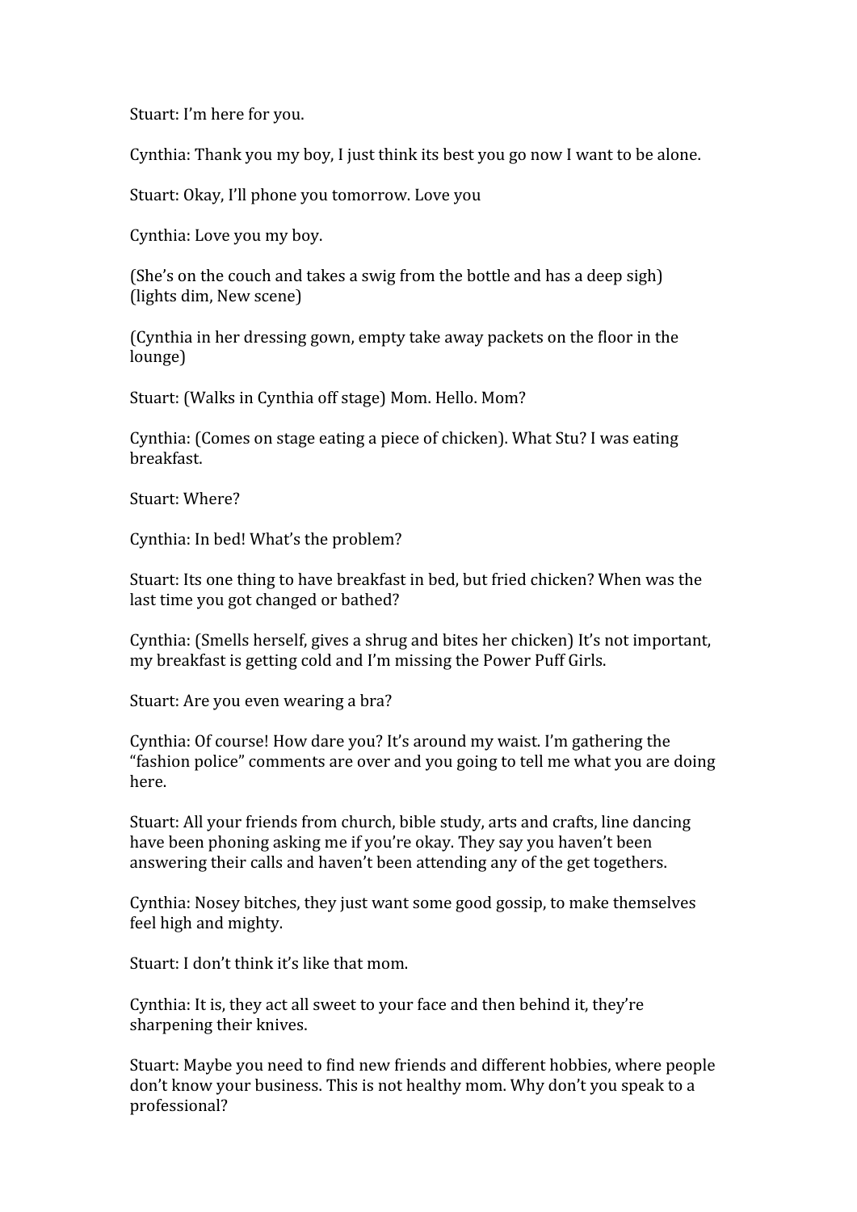Stuart: I'm here for you.

Cynthia: Thank you my boy, I just think its best you go now I want to be alone.

Stuart: Okay, I'll phone you tomorrow. Love you

Cynthia: Love you my boy.

(She's on the couch and takes a swig from the bottle and has a deep sigh)
(lights dim, New scene)

(Cynthia in her dressing gown, empty take away packets on the floor in the lounge)

Stuart: (Walks in Cynthia off stage) Mom. Hello. Mom?

Cynthia: (Comes on stage eating a piece of chicken). What Stu? I was eating breakfast.

Stuart: Where?

Cynthia: In bed! What's the problem?

Stuart: Its one thing to have breakfast in bed, but fried chicken? When was the last time you got changed or bathed?

Cynthia: (Smells herself, gives a shrug and bites her chicken) It's not important, my breakfast is getting cold and I'm missing the Power Puff Girls.

Stuart: Are you even wearing a bra?

Cynthia: Of course! How dare you? It's around my waist. I'm gathering the "fashion police" comments are over and you going to tell me what you are doing here.

Stuart: All your friends from church, bible study, arts and crafts, line dancing have been phoning asking me if you're okay. They say you haven't been answering their calls and haven't been attending any of the get togethers.

Cynthia: Nosey bitches, they just want some good gossip, to make themselves feel high and mighty.

Stuart: I don't think it's like that mom.

Cynthia: It is, they act all sweet to your face and then behind it, they're sharpening their knives.

Stuart: Maybe you need to find new friends and different hobbies, where people don't know your business. This is not healthy mom. Why don't you speak to a professional?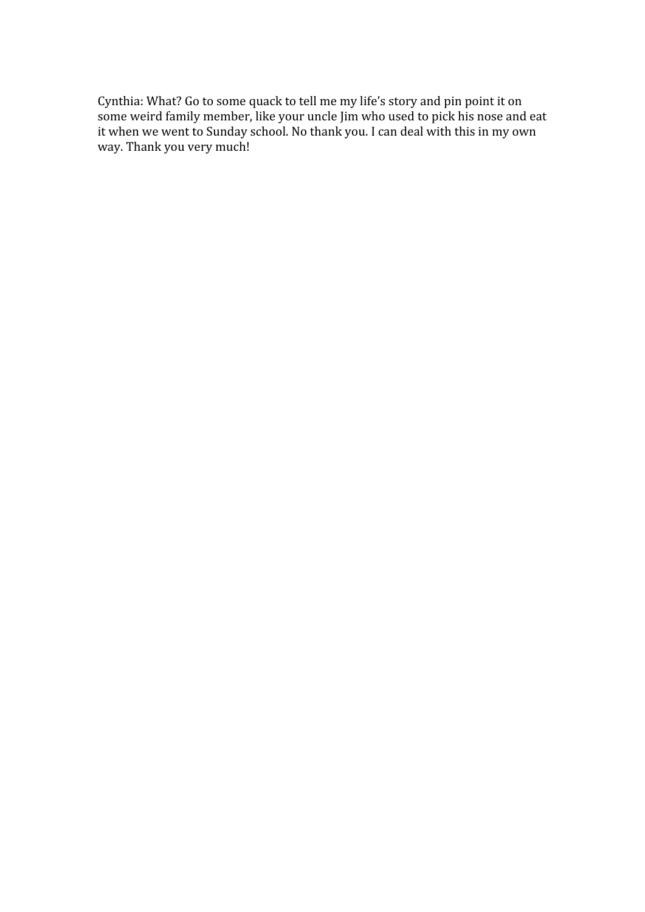Cynthia: What? Go to some quack to tell me my life's story and pin point it on some weird family member, like your uncle Jim who used to pick his nose and eat it when we went to Sunday school. No thank you. I can deal with this in my own way. Thank you very much!